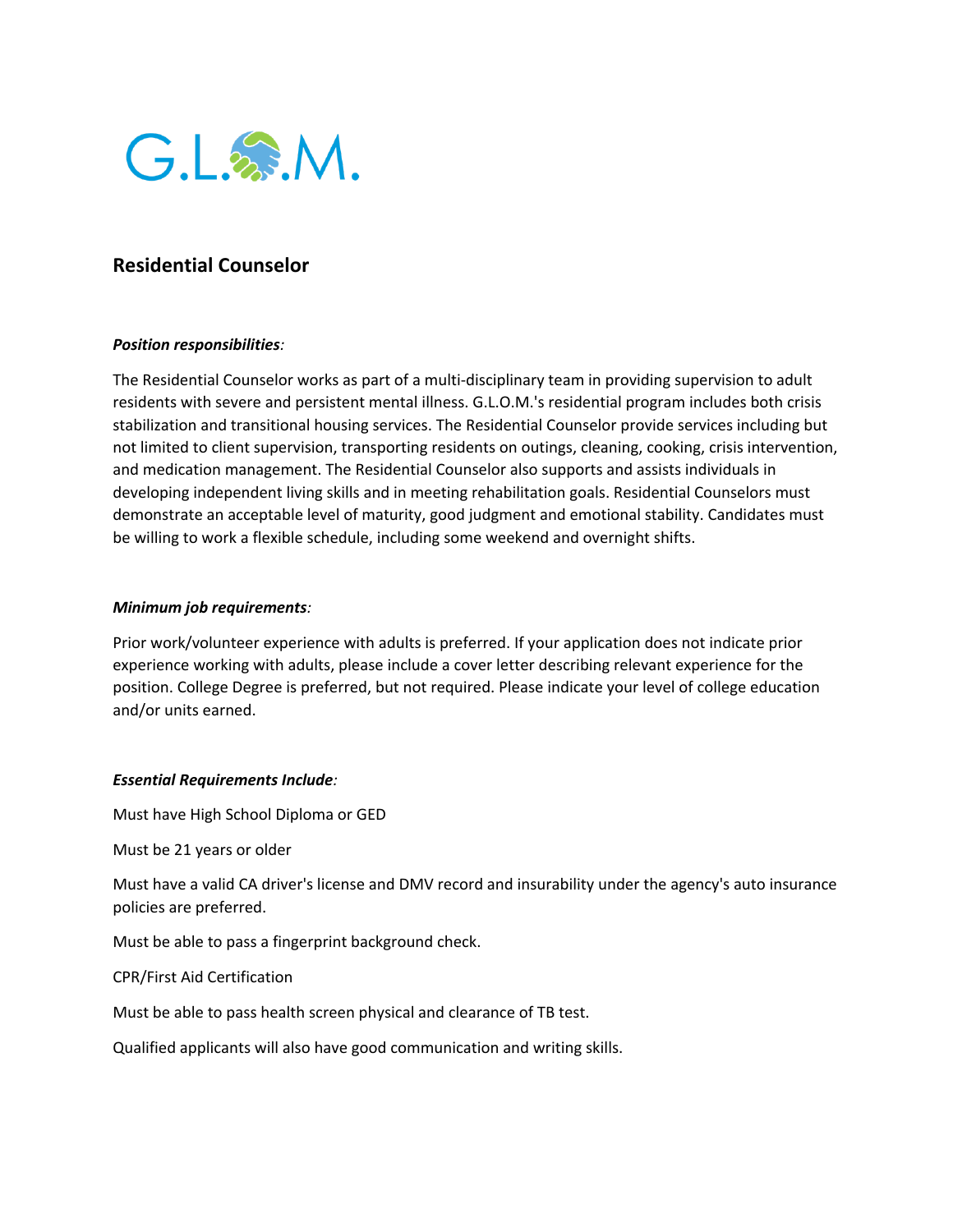G.L.O.M.

## Residential Counselor

***Position responsibilities****:*

The Residential Counselor works as part of a multi-disciplinary team in providing supervision to adult residents with severe and persistent mental illness. G.L.O.M.'s residential program includes both crisis stabilization and transitional housing services. The Residential Counselor provide services including but not limited to client supervision, transporting residents on outings, cleaning, cooking, crisis intervention, and medication management. The Residential Counselor also supports and assists individuals in developing independent living skills and in meeting rehabilitation goals. Residential Counselors must demonstrate an acceptable level of maturity, good judgment and emotional stability. Candidates must be willing to work a flexible schedule, including some weekend and overnight shifts.

***Minimum job requirements****:*

Prior work/volunteer experience with adults is preferred. If your application does not indicate prior experience working with adults, please include a cover letter describing relevant experience for the position. College Degree is preferred, but not required. Please indicate your level of college education and/or units earned.

***Essential Requirements Include****:*

Must have High School Diploma or GED

Must be 21 years or older

Must have a valid CA driver's license and DMV record and insurability under the agency's auto insurance policies are preferred.

Must be able to pass a fingerprint background check.

CPR/First Aid Certification

Must be able to pass health screen physical and clearance of TB test.

Qualified applicants will also have good communication and writing skills.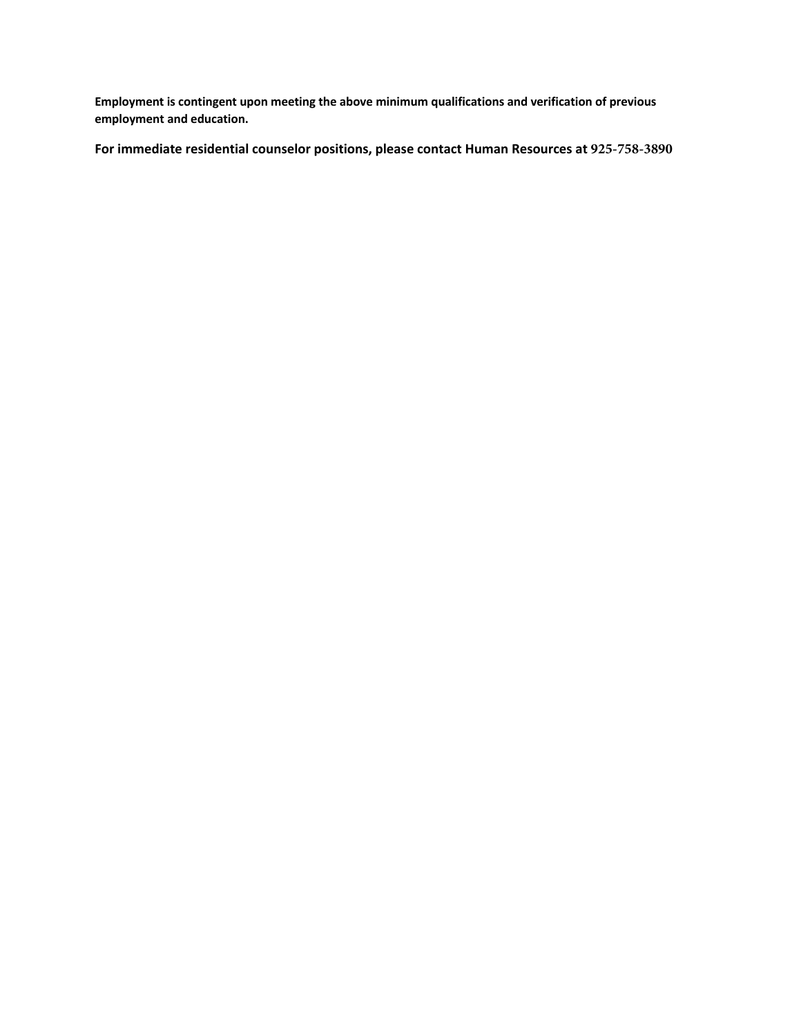**Employment is contingent upon meeting the above minimum qualifications and verification of previous employment and education.**

**For immediate residential counselor positions, please contact Human Resources at 925-758-3890**